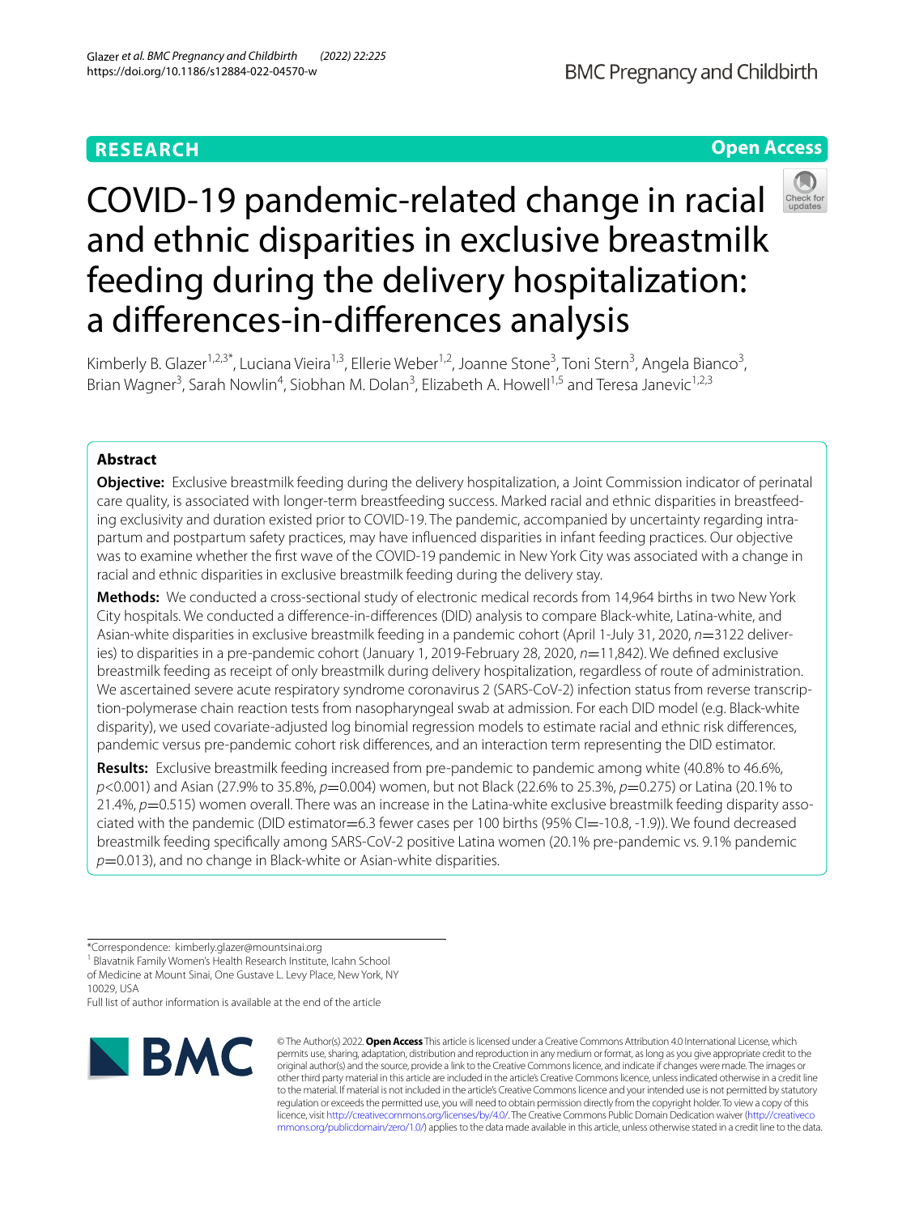RESEARCH

Open Access

# COVID-19 pandemic-related change in racial and ethnic disparities in exclusive breastmilk feeding during the delivery hospitalization: a differences-in-differences analysis

Kimberly B. Glazer[1,2,3*], Luciana Vieira[1,3], Ellerie Weber[1,2], Joanne Stone[3], Toni Stern[3], Angela Bianco[3], Brian Wagner[3], Sarah Nowlin[4], Siobhan M. Dolan[3], Elizabeth A. Howell[1,5] and Teresa Janevic[1,2,3]

## Abstract

**Objective:** Exclusive breastmilk feeding during the delivery hospitalization, a Joint Commission indicator of perinatal care quality, is associated with longer-term breastfeeding success. Marked racial and ethnic disparities in breastfeeding exclusivity and duration existed prior to COVID-19. The pandemic, accompanied by uncertainty regarding intrapartum and postpartum safety practices, may have influenced disparities in infant feeding practices. Our objective was to examine whether the first wave of the COVID-19 pandemic in New York City was associated with a change in racial and ethnic disparities in exclusive breastmilk feeding during the delivery stay.

**Methods:** We conducted a cross-sectional study of electronic medical records from 14,964 births in two New York City hospitals. We conducted a difference-in-differences (DID) analysis to compare Black-white, Latina-white, and Asian-white disparities in exclusive breastmilk feeding in a pandemic cohort (April 1-July 31, 2020, *n*=3122 deliveries) to disparities in a pre-pandemic cohort (January 1, 2019-February 28, 2020, *n*=11,842). We defined exclusive breastmilk feeding as receipt of only breastmilk during delivery hospitalization, regardless of route of administration. We ascertained severe acute respiratory syndrome coronavirus 2 (SARS-CoV-2) infection status from reverse transcription-polymerase chain reaction tests from nasopharyngeal swab at admission. For each DID model (e.g. Black-white disparity), we used covariate-adjusted log binomial regression models to estimate racial and ethnic risk differences, pandemic versus pre-pandemic cohort risk differences, and an interaction term representing the DID estimator.

**Results:** Exclusive breastmilk feeding increased from pre-pandemic to pandemic among white (40.8% to 46.6%, $p<0.001$) and Asian (27.9% to 35.8%, $p=0.004$) women, but not Black (22.6% to 25.3%, $p=0.275$) or Latina (20.1% to 21.4%, $p=0.515$) women overall. There was an increase in the Latina-white exclusive breastmilk feeding disparity associated with the pandemic (DID estimator=6.3 fewer cases per 100 births (95% CI=-10.8, -1.9)). We found decreased breastmilk feeding specifically among SARS-CoV-2 positive Latina women (20.1% pre-pandemic vs. 9.1% pandemic $p=0.013$), and no change in Black-white or Asian-white disparities.

*Correspondence: kimberly.glazer@mountsinai.org
[1] Blavatnik Family Women's Health Research Institute, Icahn School of Medicine at Mount Sinai, One Gustave L. Levy Place, New York, NY 10029, USA
Full list of author information is available at the end of the article

© The Author(s) 2022. **Open Access** This article is licensed under a Creative Commons Attribution 4.0 International License, which permits use, sharing, adaptation, distribution and reproduction in any medium or format, as long as you give appropriate credit to the original author(s) and the source, provide a link to the Creative Commons licence, and indicate if changes were made. The images or other third party material in this article are included in the article's Creative Commons licence, unless indicated otherwise in a credit line to the material. If material is not included in the article's Creative Commons licence and your intended use is not permitted by statutory regulation or exceeds the permitted use, you will need to obtain permission directly from the copyright holder. To view a copy of this licence, visit http://creativecommons.org/licenses/by/4.0/. The Creative Commons Public Domain Dedication waiver (http://creativecommons.org/publicdomain/zero/1.0/) applies to the data made available in this article, unless otherwise stated in a credit line to the data.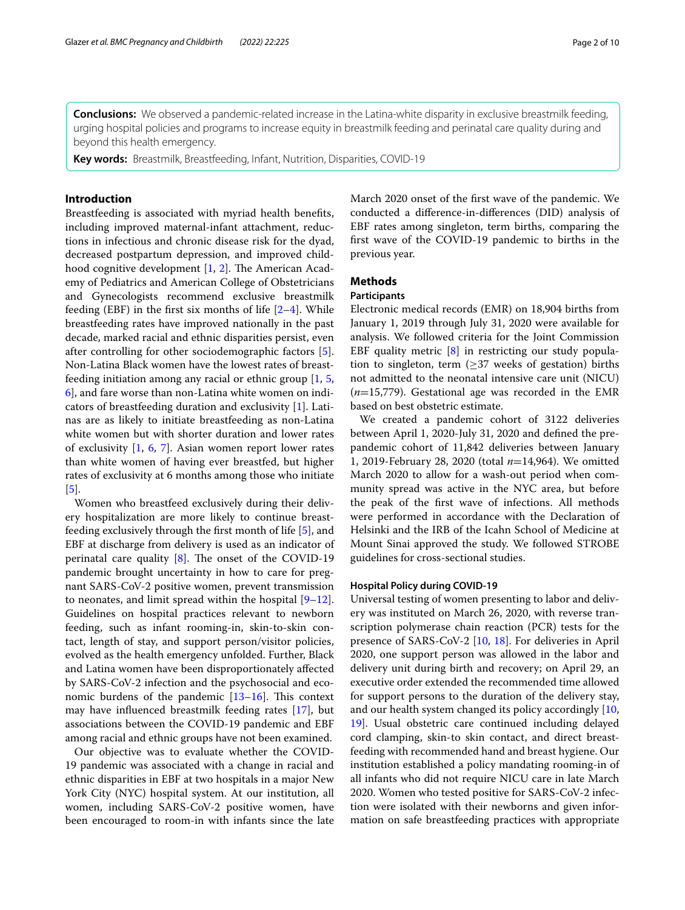**Conclusions:** We observed a pandemic-related increase in the Latina-white disparity in exclusive breastmilk feeding, urging hospital policies and programs to increase equity in breastmilk feeding and perinatal care quality during and beyond this health emergency.

**Key words:** Breastmilk, Breastfeeding, Infant, Nutrition, Disparities, COVID-19

## Introduction

Breastfeeding is associated with myriad health benefits, including improved maternal-infant attachment, reductions in infectious and chronic disease risk for the dyad, decreased postpartum depression, and improved childhood cognitive development [1, 2]. The American Academy of Pediatrics and American College of Obstetricians and Gynecologists recommend exclusive breastmilk feeding (EBF) in the first six months of life [2–4]. While breastfeeding rates have improved nationally in the past decade, marked racial and ethnic disparities persist, even after controlling for other sociodemographic factors [5]. Non-Latina Black women have the lowest rates of breastfeeding initiation among any racial or ethnic group [1, 5, 6], and fare worse than non-Latina white women on indicators of breastfeeding duration and exclusivity [1]. Latinas are as likely to initiate breastfeeding as non-Latina white women but with shorter duration and lower rates of exclusivity [1, 6, 7]. Asian women report lower rates than white women of having ever breastfed, but higher rates of exclusivity at 6 months among those who initiate [5].

Women who breastfeed exclusively during their delivery hospitalization are more likely to continue breastfeeding exclusively through the first month of life [5], and EBF at discharge from delivery is used as an indicator of perinatal care quality [8]. The onset of the COVID-19 pandemic brought uncertainty in how to care for pregnant SARS-CoV-2 positive women, prevent transmission to neonates, and limit spread within the hospital [9–12]. Guidelines on hospital practices relevant to newborn feeding, such as infant rooming-in, skin-to-skin contact, length of stay, and support person/visitor policies, evolved as the health emergency unfolded. Further, Black and Latina women have been disproportionately affected by SARS-CoV-2 infection and the psychosocial and economic burdens of the pandemic [13–16]. This context may have influenced breastmilk feeding rates [17], but associations between the COVID-19 pandemic and EBF among racial and ethnic groups have not been examined.

Our objective was to evaluate whether the COVID-19 pandemic was associated with a change in racial and ethnic disparities in EBF at two hospitals in a major New York City (NYC) hospital system. At our institution, all women, including SARS-CoV-2 positive women, have been encouraged to room-in with infants since the late March 2020 onset of the first wave of the pandemic. We conducted a difference-in-differences (DID) analysis of EBF rates among singleton, term births, comparing the first wave of the COVID-19 pandemic to births in the previous year.

## Methods

### Participants

Electronic medical records (EMR) on 18,904 births from January 1, 2019 through July 31, 2020 were available for analysis. We followed criteria for the Joint Commission EBF quality metric [8] in restricting our study population to singleton, term ($\geq$37 weeks of gestation) births not admitted to the neonatal intensive care unit (NICU) ($n$=15,779). Gestational age was recorded in the EMR based on best obstetric estimate.

We created a pandemic cohort of 3122 deliveries between April 1, 2020-July 31, 2020 and defined the pre-pandemic cohort of 11,842 deliveries between January 1, 2019-February 28, 2020 (total $n$=14,964). We omitted March 2020 to allow for a wash-out period when community spread was active in the NYC area, but before the peak of the first wave of infections. All methods were performed in accordance with the Declaration of Helsinki and the IRB of the Icahn School of Medicine at Mount Sinai approved the study. We followed STROBE guidelines for cross-sectional studies.

### Hospital Policy during COVID-19

Universal testing of women presenting to labor and delivery was instituted on March 26, 2020, with reverse transcription polymerase chain reaction (PCR) tests for the presence of SARS-CoV-2 [10, 18]. For deliveries in April 2020, one support person was allowed in the labor and delivery unit during birth and recovery; on April 29, an executive order extended the recommended time allowed for support persons to the duration of the delivery stay, and our health system changed its policy accordingly [10, 19]. Usual obstetric care continued including delayed cord clamping, skin-to skin contact, and direct breastfeeding with recommended hand and breast hygiene. Our institution established a policy mandating rooming-in of all infants who did not require NICU care in late March 2020. Women who tested positive for SARS-CoV-2 infection were isolated with their newborns and given information on safe breastfeeding practices with appropriate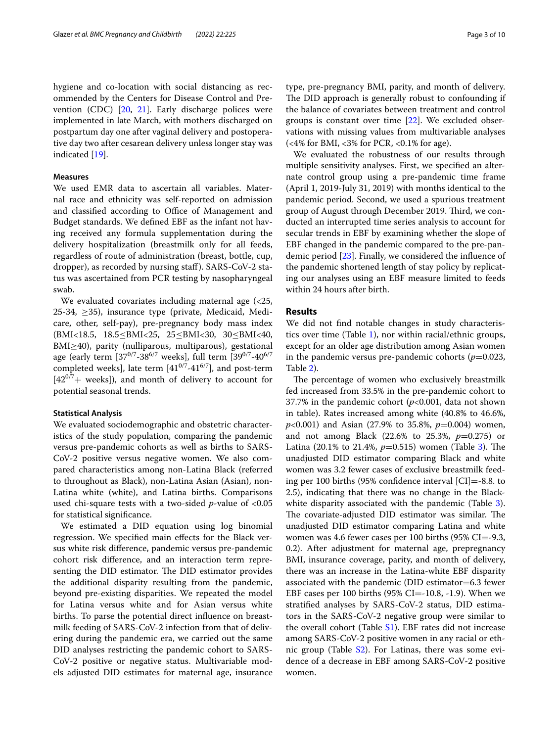hygiene and co-location with social distancing as recommended by the Centers for Disease Control and Prevention (CDC) [20, 21]. Early discharge polices were implemented in late March, with mothers discharged on postpartum day one after vaginal delivery and postoperative day two after cesarean delivery unless longer stay was indicated [19].

### Measures

We used EMR data to ascertain all variables. Maternal race and ethnicity was self-reported on admission and classified according to Office of Management and Budget standards. We defined EBF as the infant not having received any formula supplementation during the delivery hospitalization (breastmilk only for all feeds, regardless of route of administration (breast, bottle, cup, dropper), as recorded by nursing staff). SARS-CoV-2 status was ascertained from PCR testing by nasopharyngeal swab.

We evaluated covariates including maternal age (<25, 25-34, ≥35), insurance type (private, Medicaid, Medicare, other, self-pay), pre-pregnancy body mass index (BMI<18.5, 18.5≤BMI<25, 25≤BMI<30, 30≤BMI<40, BMI≥40), parity (nulliparous, multiparous), gestational age (early term [$37^{0/7}$-$38^{6/7}$ weeks], full term [$39^{0/7}$-$40^{6/7}$ completed weeks], late term [$41^{0/7}$-$41^{6/7}$], and post-term [$42^{0/7}$+ weeks]), and month of delivery to account for potential seasonal trends.

### Statistical Analysis

We evaluated sociodemographic and obstetric characteristics of the study population, comparing the pandemic versus pre-pandemic cohorts as well as births to SARS-CoV-2 positive versus negative women. We also compared characteristics among non-Latina Black (referred to throughout as Black), non-Latina Asian (Asian), non-Latina white (white), and Latina births. Comparisons used chi-square tests with a two-sided *p*-value of <0.05 for statistical significance.

We estimated a DID equation using log binomial regression. We specified main effects for the Black versus white risk difference, pandemic versus pre-pandemic cohort risk difference, and an interaction term representing the DID estimator. The DID estimator provides the additional disparity resulting from the pandemic, beyond pre-existing disparities. We repeated the model for Latina versus white and for Asian versus white births. To parse the potential direct influence on breastmilk feeding of SARS-CoV-2 infection from that of delivering during the pandemic era, we carried out the same DID analyses restricting the pandemic cohort to SARS-CoV-2 positive or negative status. Multivariable models adjusted DID estimates for maternal age, insurance type, pre-pregnancy BMI, parity, and month of delivery. The DID approach is generally robust to confounding if the balance of covariates between treatment and control groups is constant over time [22]. We excluded observations with missing values from multivariable analyses (<4% for BMI, <3% for PCR, <0.1% for age).

We evaluated the robustness of our results through multiple sensitivity analyses. First, we specified an alternate control group using a pre-pandemic time frame (April 1, 2019-July 31, 2019) with months identical to the pandemic period. Second, we used a spurious treatment group of August through December 2019. Third, we conducted an interrupted time series analysis to account for secular trends in EBF by examining whether the slope of EBF changed in the pandemic compared to the pre-pandemic period [23]. Finally, we considered the influence of the pandemic shortened length of stay policy by replicating our analyses using an EBF measure limited to feeds within 24 hours after birth.

## Results

We did not find notable changes in study characteristics over time (Table 1), nor within racial/ethnic groups, except for an older age distribution among Asian women in the pandemic versus pre-pandemic cohorts ($p$=0.023, Table 2).

The percentage of women who exclusively breastmilk fed increased from 33.5% in the pre-pandemic cohort to 37.7% in the pandemic cohort ($p$<0.001, data not shown in table). Rates increased among white (40.8% to 46.6%, $p$<0.001) and Asian (27.9% to 35.8%, $p$=0.004) women, and not among Black (22.6% to 25.3%, $p$=0.275) or Latina (20.1% to 21.4%, $p$=0.515) women (Table 3). The unadjusted DID estimator comparing Black and white women was 3.2 fewer cases of exclusive breastmilk feeding per 100 births (95% confidence interval [CI]=-8.8. to 2.5), indicating that there was no change in the Black-white disparity associated with the pandemic (Table 3). The covariate-adjusted DID estimator was similar. The unadjusted DID estimator comparing Latina and white women was 4.6 fewer cases per 100 births (95% CI=-9.3, 0.2). After adjustment for maternal age, prepregnancy BMI, insurance coverage, parity, and month of delivery, there was an increase in the Latina-white EBF disparity associated with the pandemic (DID estimator=6.3 fewer EBF cases per 100 births (95% CI=-10.8, -1.9). When we stratified analyses by SARS-CoV-2 status, DID estimators in the SARS-CoV-2 negative group were similar to the overall cohort (Table S1). EBF rates did not increase among SARS-CoV-2 positive women in any racial or ethnic group (Table S2). For Latinas, there was some evidence of a decrease in EBF among SARS-CoV-2 positive women.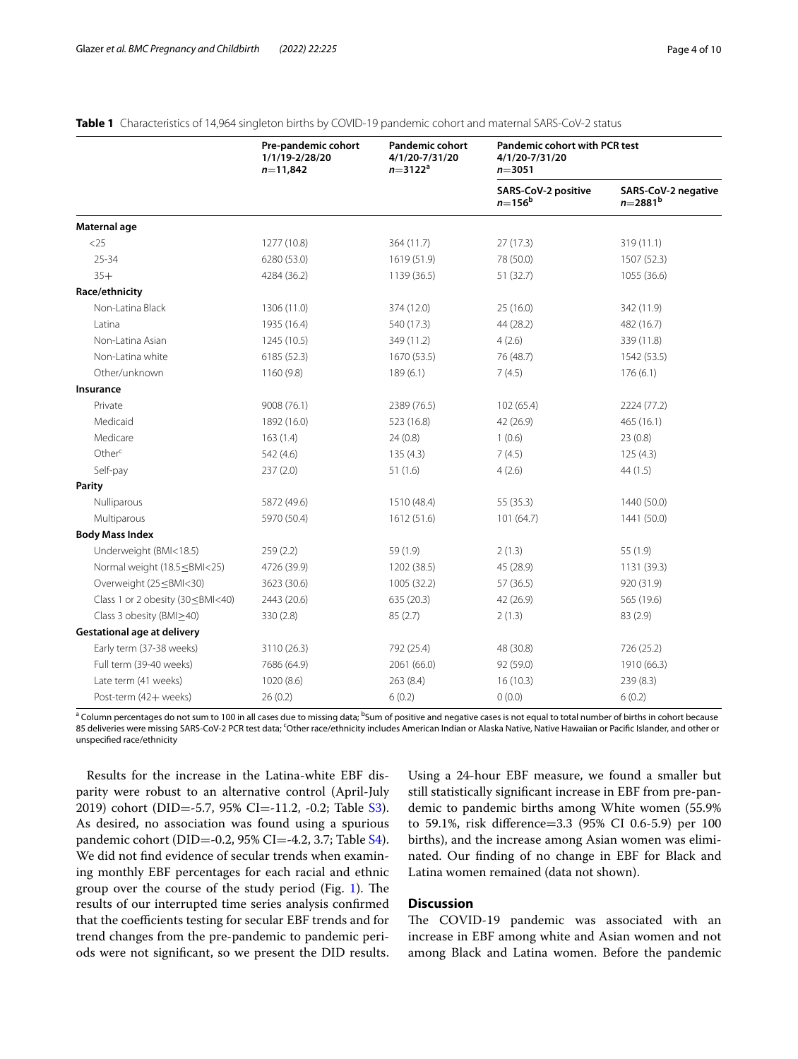**Table 1** Characteristics of 14,964 singleton births by COVID-19 pandemic cohort and maternal SARS-CoV-2 status

| | Pre-pandemic cohort 1/1/19-2/28/20 $n$=11,842 | Pandemic cohort 4/1/20-7/31/20 $n$=3122[a] | Pandemic cohort with PCR test 4/1/20-7/31/20 $n$=3051 | |
|---|---|---|---|---|
| | | | SARS-CoV-2 positive $n$=156[b] | SARS-CoV-2 negative $n$=2881[b] |
| **Maternal age** | | | | |
| <25 | 1277 (10.8) | 364 (11.7) | 27 (17.3) | 319 (11.1) |
| 25-34 | 6280 (53.0) | 1619 (51.9) | 78 (50.0) | 1507 (52.3) |
| 35+ | 4284 (36.2) | 1139 (36.5) | 51 (32.7) | 1055 (36.6) |
| **Race/ethnicity** | | | | |
| Non-Latina Black | 1306 (11.0) | 374 (12.0) | 25 (16.0) | 342 (11.9) |
| Latina | 1935 (16.4) | 540 (17.3) | 44 (28.2) | 482 (16.7) |
| Non-Latina Asian | 1245 (10.5) | 349 (11.2) | 4 (2.6) | 339 (11.8) |
| Non-Latina white | 6185 (52.3) | 1670 (53.5) | 76 (48.7) | 1542 (53.5) |
| Other/unknown | 1160 (9.8) | 189 (6.1) | 7 (4.5) | 176 (6.1) |
| **Insurance** | | | | |
| Private | 9008 (76.1) | 2389 (76.5) | 102 (65.4) | 2224 (77.2) |
| Medicaid | 1892 (16.0) | 523 (16.8) | 42 (26.9) | 465 (16.1) |
| Medicare | 163 (1.4) | 24 (0.8) | 1 (0.6) | 23 (0.8) |
| Other[c] | 542 (4.6) | 135 (4.3) | 7 (4.5) | 125 (4.3) |
| Self-pay | 237 (2.0) | 51 (1.6) | 4 (2.6) | 44 (1.5) |
| **Parity** | | | | |
| Nulliparous | 5872 (49.6) | 1510 (48.4) | 55 (35.3) | 1440 (50.0) |
| Multiparous | 5970 (50.4) | 1612 (51.6) | 101 (64.7) | 1441 (50.0) |
| **Body Mass Index** | | | | |
| Underweight (BMI<18.5) | 259 (2.2) | 59 (1.9) | 2 (1.3) | 55 (1.9) |
| Normal weight (18.5≤BMI<25) | 4726 (39.9) | 1202 (38.5) | 45 (28.9) | 1131 (39.3) |
| Overweight (25≤BMI<30) | 3623 (30.6) | 1005 (32.2) | 57 (36.5) | 920 (31.9) |
| Class 1 or 2 obesity (30≤BMI<40) | 2443 (20.6) | 635 (20.3) | 42 (26.9) | 565 (19.6) |
| Class 3 obesity (BMI≥40) | 330 (2.8) | 85 (2.7) | 2 (1.3) | 83 (2.9) |
| **Gestational age at delivery** | | | | |
| Early term (37-38 weeks) | 3110 (26.3) | 792 (25.4) | 48 (30.8) | 726 (25.2) |
| Full term (39-40 weeks) | 7686 (64.9) | 2061 (66.0) | 92 (59.0) | 1910 (66.3) |
| Late term (41 weeks) | 1020 (8.6) | 263 (8.4) | 16 (10.3) | 239 (8.3) |
| Post-term (42+ weeks) | 26 (0.2) | 6 (0.2) | 0 (0.0) | 6 (0.2) |

[a] Column percentages do not sum to 100 in all cases due to missing data; [b] Sum of positive and negative cases is not equal to total number of births in cohort because 85 deliveries were missing SARS-CoV-2 PCR test data; [c] Other race/ethnicity includes American Indian or Alaska Native, Native Hawaiian or Pacific Islander, and other or unspecified race/ethnicity

Results for the increase in the Latina-white EBF disparity were robust to an alternative control (April-July 2019) cohort (DID=-5.7, 95% CI=-11.2, -0.2; Table S3). As desired, no association was found using a spurious pandemic cohort (DID=-0.2, 95% CI=-4.2, 3.7; Table S4). We did not find evidence of secular trends when examining monthly EBF percentages for each racial and ethnic group over the course of the study period (Fig. 1). The results of our interrupted time series analysis confirmed that the coefficients testing for secular EBF trends and for trend changes from the pre-pandemic to pandemic periods were not significant, so we present the DID results. Using a 24-hour EBF measure, we found a smaller but still statistically significant increase in EBF from pre-pandemic to pandemic births among White women (55.9% to 59.1%, risk difference=3.3 (95% CI 0.6-5.9) per 100 births), and the increase among Asian women was eliminated. Our finding of no change in EBF for Black and Latina women remained (data not shown).

## Discussion

The COVID-19 pandemic was associated with an increase in EBF among white and Asian women and not among Black and Latina women. Before the pandemic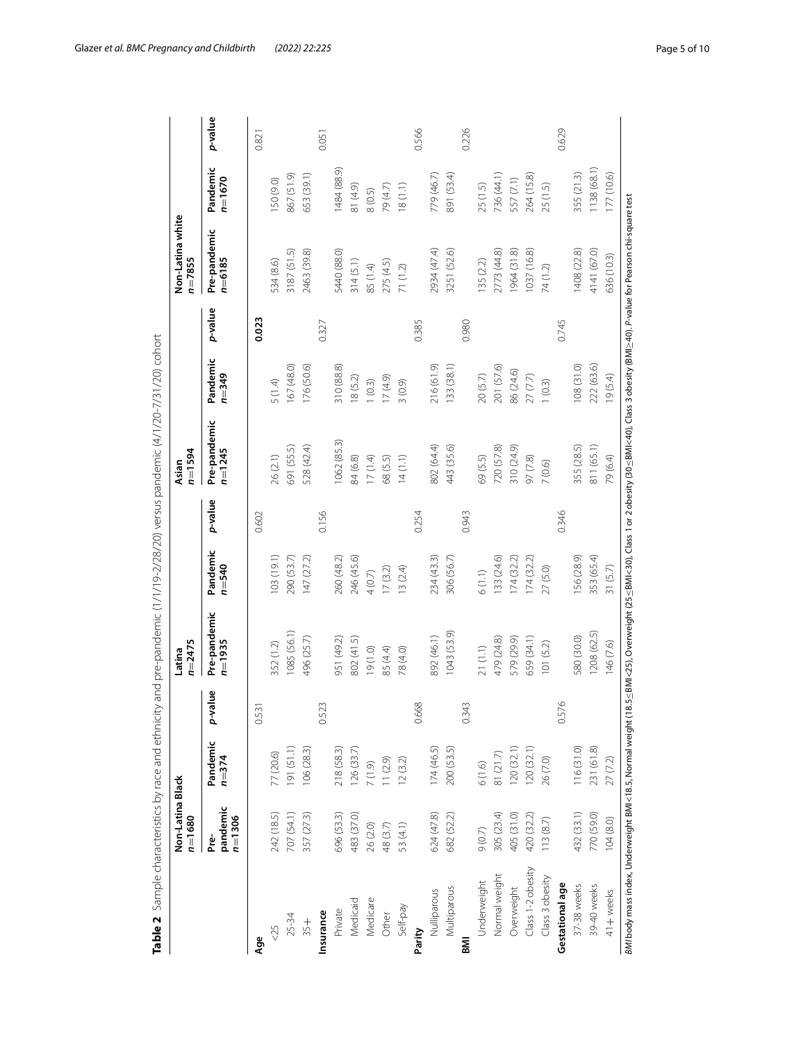**Table 2** Sample characteristics by race and ethnicity and pre-pandemic (1/1/19-2/28/20) versus pandemic (4/1/20-7/31/20) cohort

| | Non-Latina Black $n=1680$ | | | Latina $n=2475$ | | | Asian $n=1594$ | | | Non-Latina white $n=7855$ | | |
|---|---|---|---|---|---|---|---|---|---|---|---|---|
| | Pre-pandemic $n=1306$ | Pandemic $n=374$ | p-value | Pre-pandemic $n=1935$ | Pandemic $n=540$ | p-value | Pre-pandemic $n=1245$ | Pandemic $n=349$ | p-value | Pre-pandemic $n=6185$ | Pandemic $n=1670$ | p-value |
| **Age** | | | 0.531 | | | 0.602 | | | **0.023** | | | 0.821 |
| <25 | 242 (18.5) | 77 (20.6) | | 352 (1.2) | 103 (19.1) | | 26 (2.1) | 5 (1.4) | | 534 (8.6) | 150 (9.0) | |
| 25-34 | 707 (54.1) | 191 (51.1) | | 1085 (56.1) | 290 (53.7) | | 691 (55.5) | 167 (48.0) | | 3187 (51.5) | 867 (51.9) | |
| 35+ | 357 (27.3) | 106 (28.3) | | 496 (25.7) | 147 (27.2) | | 528 (42.4) | 176 (50.6) | | 2463 (39.8) | 653 (39.1) | |
| **Insurance** | | | 0.523 | | | 0.156 | | | 0.327 | | | 0.051 |
| Private | 696 (53.3) | 218 (58.3) | | 951 (49.2) | 260 (48.2) | | 1062 (85.3) | 310 (88.8) | | 5440 (88.0) | 1484 (88.9) | |
| Medicaid | 483 (37.0) | 126 (33.7) | | 802 (41.5) | 246 (45.6) | | 84 (6.8) | 18 (5.2) | | 314 (5.1) | 81 (4.9) | |
| Medicare | 26 (2.0) | 7 (1.9) | | 19 (1.0) | 4 (0.7) | | 17 (1.4) | 1 (0.3) | | 85 (1.4) | 8 (0.5) | |
| Other | 48 (3.7) | 11 (2.9) | | 85 (4.4) | 17 (3.2) | | 68 (5.5) | 17 (4.9) | | 275 (4.5) | 79 (4.7) | |
| Self-pay | 53 (4.1) | 12 (3.2) | | 78 (4.0) | 13 (2.4) | | 14 (1.1) | 3 (0.9) | | 71 (1.2) | 18 (1.1) | |
| **Parity** | | | 0.668 | | | 0.254 | | | 0.385 | | | 0.566 |
| Nulliparous | 624 (47.8) | 174 (46.5) | | 892 (46.1) | 234 (43.3) | | 802 (64.4) | 216 (61.9) | | 2934 (47.4) | 779 (46.7) | |
| Multiparous | 682 (52.2) | 200 (53.5) | | 1043 (53.9) | 306 (56.7) | | 443 (35.6) | 133 (38.1) | | 3251 (52.6) | 891 (53.4) | |
| **BMI** | | | 0.343 | | | 0.943 | | | 0.980 | | | 0.226 |
| Underweight | 9 (0.7) | 6 (1.6) | | 21 (1.1) | 6 (1.1) | | 69 (5.5) | 20 (5.7) | | 135 (2.2) | 25 (1.5) | |
| Normal weight | 305 (23.4) | 81 (21.7) | | 479 (24.8) | 133 (24.6) | | 720 (57.8) | 201 (57.6) | | 2773 (44.8) | 736 (44.1) | |
| Overweight | 405 (31.0) | 120 (32.1) | | 579 (29.9) | 174 (32.2) | | 310 (24.9) | 86 (24.6) | | 1964 (31.8) | 557 (7.1) | |
| Class 1-2 obesity | 420 (32.2) | 120 (32.1) | | 659 (34.1) | 174 (32.2) | | 97 (7.8) | 27 (7.7) | | 1037 (16.8) | 264 (15.8) | |
| Class 3 obesity | 113 (8.7) | 26 (7.0) | | 101 (5.2) | 27 (5.0) | | 7 (0.6) | 1 (0.3) | | 74 (1.2) | 25 (1.5) | |
| **Gestational age** | | | 0.576 | | | 0.346 | | | 0.745 | | | 0.629 |
| 37-38 weeks | 432 (33.1) | 116 (31.0) | | 580 (30.0) | 156 (28.9) | | 355 (28.5) | 108 (31.0) | | 1408 (22.8) | 355 (21.3) | |
| 39-40 weeks | 770 (59.0) | 231 (61.8) | | 1208 (62.5) | 353 (65.4) | | 811 (65.1) | 222 (63.6) | | 4141 (67.0) | 1138 (68.1) | |
| 41+ weeks | 104 (8.0) | 27 (7.2) | | 146 (7.6) | 31 (5.7) | | 79 (6.4) | 19 (5.4) | | 636 (10.3) | 177 (10.6) | |

*BMI* body mass index, Underweight BMI<18.5, Normal weight (18.5≤BMI<25), Overweight (25≤BMI<30), Class 1 or 2 obesity (30≤BMI<40), Class 3 obesity (BMI≥40). *P*-value for Pearson chi-square test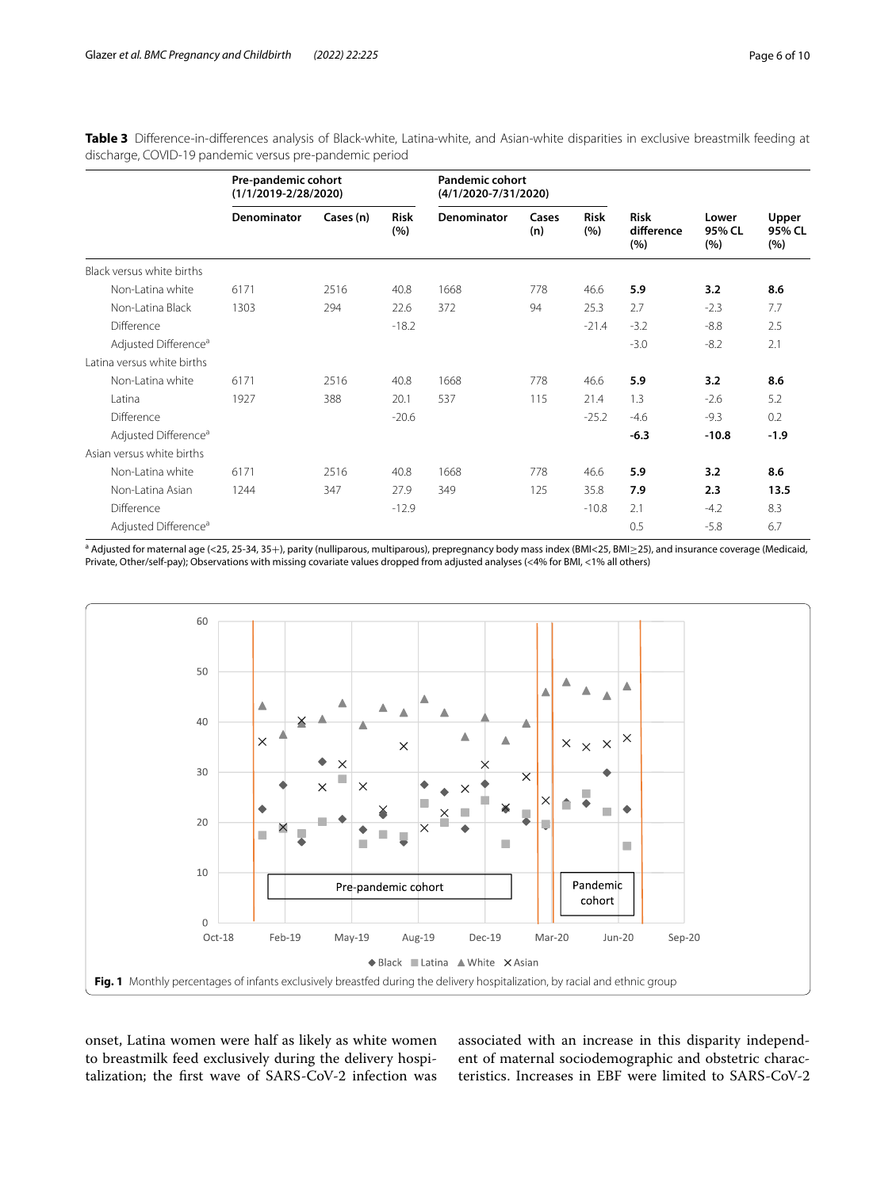**Table 3** Difference-in-differences analysis of Black-white, Latina-white, and Asian-white disparities in exclusive breastmilk feeding at discharge, COVID-19 pandemic versus pre-pandemic period

| | Pre-pandemic cohort (1/1/2019-2/28/2020) | | | Pandemic cohort (4/1/2020-7/31/2020) | | | | | |
|---|---|---|---|---|---|---|---|---|---|
| | Denominator | Cases (n) | Risk (%) | Denominator | Cases (n) | Risk (%) | Risk difference (%) | Lower 95% CL (%) | Upper 95% CL (%) |
| Black versus white births | | | | | | | | | |
| Non-Latina white | 6171 | 2516 | 40.8 | 1668 | 778 | 46.6 | **5.9** | **3.2** | **8.6** |
| Non-Latina Black | 1303 | 294 | 22.6 | 372 | 94 | 25.3 | 2.7 | -2.3 | 7.7 |
| Difference | | | -18.2 | | | -21.4 | -3.2 | -8.8 | 2.5 |
| Adjusted Difference[a] | | | | | | | -3.0 | -8.2 | 2.1 |
| Latina versus white births | | | | | | | | | |
| Non-Latina white | 6171 | 2516 | 40.8 | 1668 | 778 | 46.6 | **5.9** | **3.2** | **8.6** |
| Latina | 1927 | 388 | 20.1 | 537 | 115 | 21.4 | 1.3 | -2.6 | 5.2 |
| Difference | | | -20.6 | | | -25.2 | -4.6 | -9.3 | 0.2 |
| Adjusted Difference[a] | | | | | | | **-6.3** | **-10.8** | **-1.9** |
| Asian versus white births | | | | | | | | | |
| Non-Latina white | 6171 | 2516 | 40.8 | 1668 | 778 | 46.6 | **5.9** | **3.2** | **8.6** |
| Non-Latina Asian | 1244 | 347 | 27.9 | 349 | 125 | 35.8 | **7.9** | **2.3** | **13.5** |
| Difference | | | -12.9 | | | -10.8 | 2.1 | -4.2 | 8.3 |
| Adjusted Difference[a] | | | | | | | 0.5 | -5.8 | 6.7 |

[a] Adjusted for maternal age (<25, 25-34, 35+), parity (nulliparous, multiparous), prepregnancy body mass index (BMI<25, BMI≥25), and insurance coverage (Medicaid, Private, Other/self-pay); Observations with missing covariate values dropped from adjusted analyses (<4% for BMI, <1% all others)

**Fig. 1** Monthly percentages of infants exclusively breastfed during the delivery hospitalization, by racial and ethnic group

onset, Latina women were half as likely as white women to breastmilk feed exclusively during the delivery hospitalization; the first wave of SARS-CoV-2 infection was associated with an increase in this disparity independent of maternal sociodemographic and obstetric characteristics. Increases in EBF were limited to SARS-CoV-2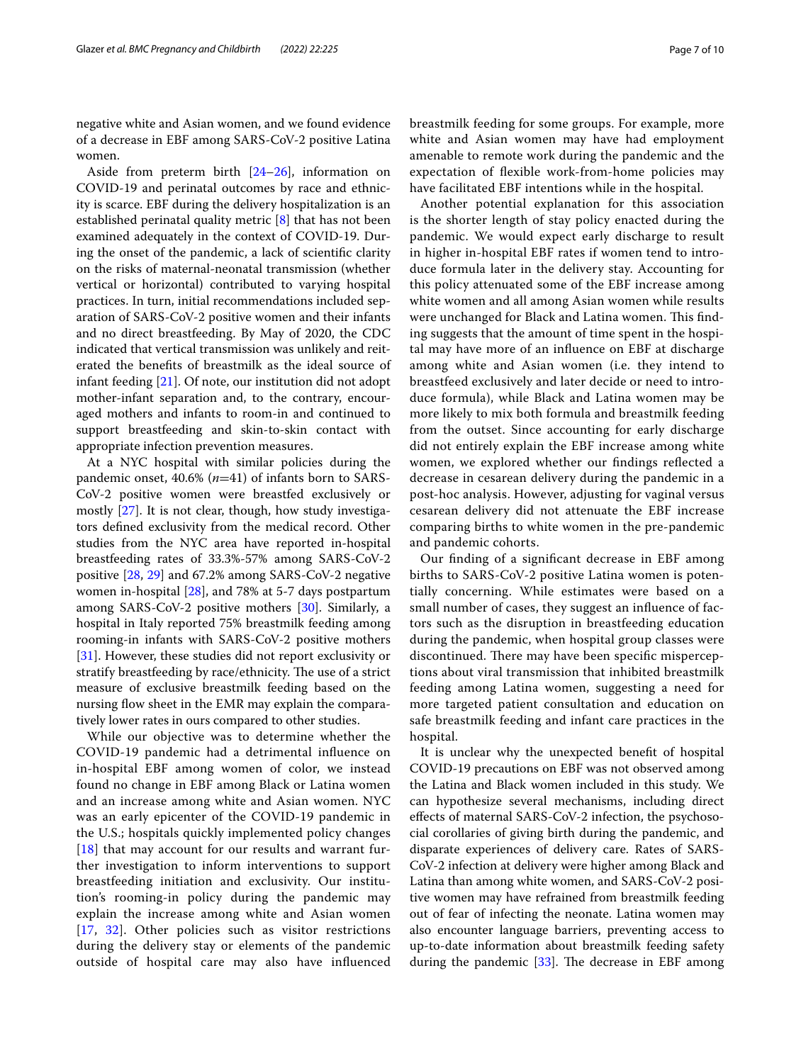negative white and Asian women, and we found evidence of a decrease in EBF among SARS-CoV-2 positive Latina women.

Aside from preterm birth [24–26], information on COVID-19 and perinatal outcomes by race and ethnicity is scarce. EBF during the delivery hospitalization is an established perinatal quality metric [8] that has not been examined adequately in the context of COVID-19. During the onset of the pandemic, a lack of scientific clarity on the risks of maternal-neonatal transmission (whether vertical or horizontal) contributed to varying hospital practices. In turn, initial recommendations included separation of SARS-CoV-2 positive women and their infants and no direct breastfeeding. By May of 2020, the CDC indicated that vertical transmission was unlikely and reiterated the benefits of breastmilk as the ideal source of infant feeding [21]. Of note, our institution did not adopt mother-infant separation and, to the contrary, encouraged mothers and infants to room-in and continued to support breastfeeding and skin-to-skin contact with appropriate infection prevention measures.

At a NYC hospital with similar policies during the pandemic onset, 40.6% (*n*=41) of infants born to SARS-CoV-2 positive women were breastfed exclusively or mostly [27]. It is not clear, though, how study investigators defined exclusivity from the medical record. Other studies from the NYC area have reported in-hospital breastfeeding rates of 33.3%-57% among SARS-CoV-2 positive [28, 29] and 67.2% among SARS-CoV-2 negative women in-hospital [28], and 78% at 5-7 days postpartum among SARS-CoV-2 positive mothers [30]. Similarly, a hospital in Italy reported 75% breastmilk feeding among rooming-in infants with SARS-CoV-2 positive mothers [31]. However, these studies did not report exclusivity or stratify breastfeeding by race/ethnicity. The use of a strict measure of exclusive breastmilk feeding based on the nursing flow sheet in the EMR may explain the comparatively lower rates in ours compared to other studies.

While our objective was to determine whether the COVID-19 pandemic had a detrimental influence on in-hospital EBF among women of color, we instead found no change in EBF among Black or Latina women and an increase among white and Asian women. NYC was an early epicenter of the COVID-19 pandemic in the U.S.; hospitals quickly implemented policy changes [18] that may account for our results and warrant further investigation to inform interventions to support breastfeeding initiation and exclusivity. Our institution's rooming-in policy during the pandemic may explain the increase among white and Asian women [17, 32]. Other policies such as visitor restrictions during the delivery stay or elements of the pandemic outside of hospital care may also have influenced breastmilk feeding for some groups. For example, more white and Asian women may have had employment amenable to remote work during the pandemic and the expectation of flexible work-from-home policies may have facilitated EBF intentions while in the hospital.

Another potential explanation for this association is the shorter length of stay policy enacted during the pandemic. We would expect early discharge to result in higher in-hospital EBF rates if women tend to introduce formula later in the delivery stay. Accounting for this policy attenuated some of the EBF increase among white women and all among Asian women while results were unchanged for Black and Latina women. This finding suggests that the amount of time spent in the hospital may have more of an influence on EBF at discharge among white and Asian women (i.e. they intend to breastfeed exclusively and later decide or need to introduce formula), while Black and Latina women may be more likely to mix both formula and breastmilk feeding from the outset. Since accounting for early discharge did not entirely explain the EBF increase among white women, we explored whether our findings reflected a decrease in cesarean delivery during the pandemic in a post-hoc analysis. However, adjusting for vaginal versus cesarean delivery did not attenuate the EBF increase comparing births to white women in the pre-pandemic and pandemic cohorts.

Our finding of a significant decrease in EBF among births to SARS-CoV-2 positive Latina women is potentially concerning. While estimates were based on a small number of cases, they suggest an influence of factors such as the disruption in breastfeeding education during the pandemic, when hospital group classes were discontinued. There may have been specific misperceptions about viral transmission that inhibited breastmilk feeding among Latina women, suggesting a need for more targeted patient consultation and education on safe breastmilk feeding and infant care practices in the hospital.

It is unclear why the unexpected benefit of hospital COVID-19 precautions on EBF was not observed among the Latina and Black women included in this study. We can hypothesize several mechanisms, including direct effects of maternal SARS-CoV-2 infection, the psychosocial corollaries of giving birth during the pandemic, and disparate experiences of delivery care. Rates of SARS-CoV-2 infection at delivery were higher among Black and Latina than among white women, and SARS-CoV-2 positive women may have refrained from breastmilk feeding out of fear of infecting the neonate. Latina women may also encounter language barriers, preventing access to up-to-date information about breastmilk feeding safety during the pandemic [33]. The decrease in EBF among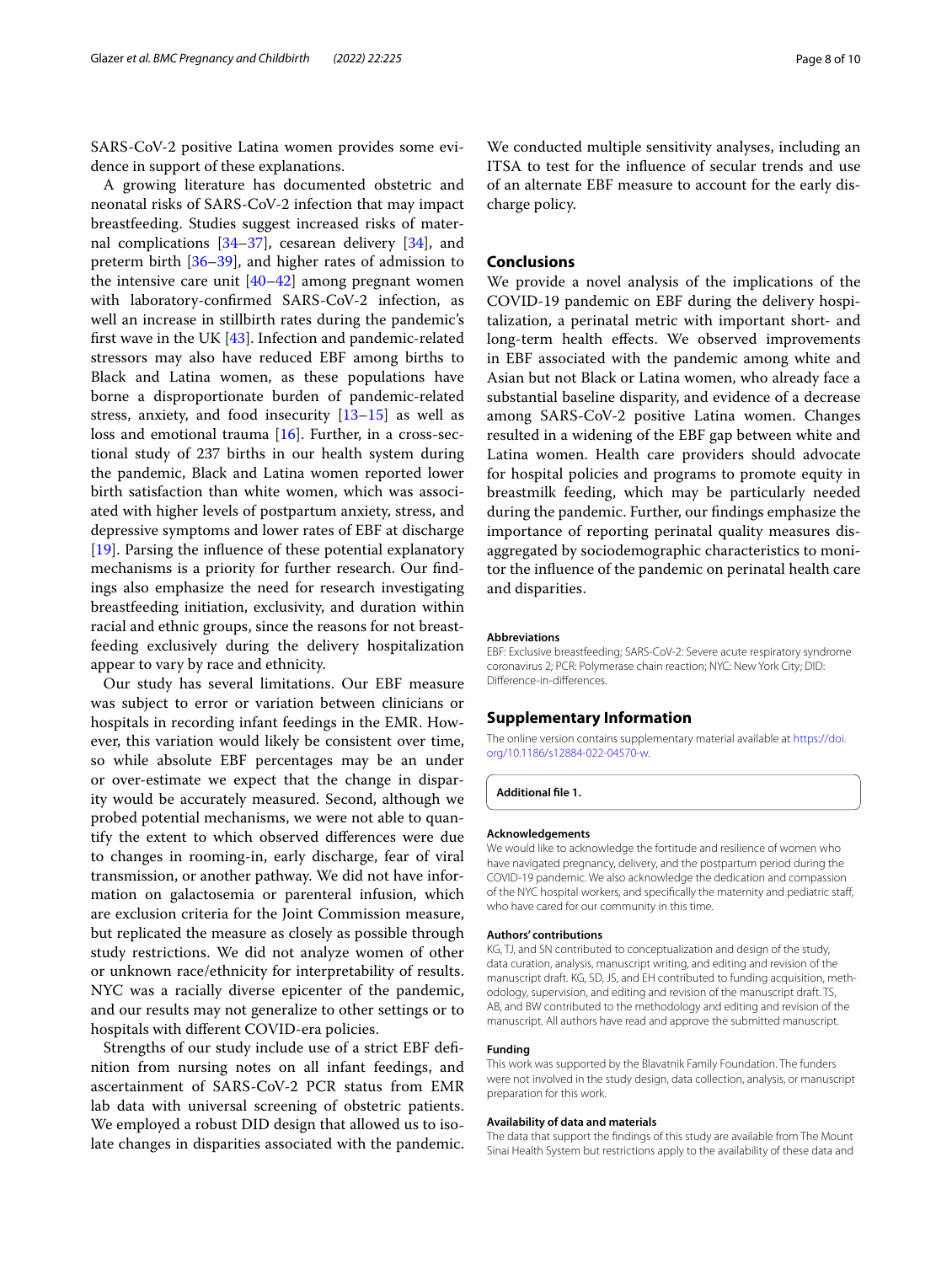SARS-CoV-2 positive Latina women provides some evidence in support of these explanations.

A growing literature has documented obstetric and neonatal risks of SARS-CoV-2 infection that may impact breastfeeding. Studies suggest increased risks of maternal complications [34–37], cesarean delivery [34], and preterm birth [36–39], and higher rates of admission to the intensive care unit [40–42] among pregnant women with laboratory-confirmed SARS-CoV-2 infection, as well an increase in stillbirth rates during the pandemic's first wave in the UK [43]. Infection and pandemic-related stressors may also have reduced EBF among births to Black and Latina women, as these populations have borne a disproportionate burden of pandemic-related stress, anxiety, and food insecurity [13–15] as well as loss and emotional trauma [16]. Further, in a cross-sectional study of 237 births in our health system during the pandemic, Black and Latina women reported lower birth satisfaction than white women, which was associated with higher levels of postpartum anxiety, stress, and depressive symptoms and lower rates of EBF at discharge [19]. Parsing the influence of these potential explanatory mechanisms is a priority for further research. Our findings also emphasize the need for research investigating breastfeeding initiation, exclusivity, and duration within racial and ethnic groups, since the reasons for not breastfeeding exclusively during the delivery hospitalization appear to vary by race and ethnicity.

Our study has several limitations. Our EBF measure was subject to error or variation between clinicians or hospitals in recording infant feedings in the EMR. However, this variation would likely be consistent over time, so while absolute EBF percentages may be an under or over-estimate we expect that the change in disparity would be accurately measured. Second, although we probed potential mechanisms, we were not able to quantify the extent to which observed differences were due to changes in rooming-in, early discharge, fear of viral transmission, or another pathway. We did not have information on galactosemia or parenteral infusion, which are exclusion criteria for the Joint Commission measure, but replicated the measure as closely as possible through study restrictions. We did not analyze women of other or unknown race/ethnicity for interpretability of results. NYC was a racially diverse epicenter of the pandemic, and our results may not generalize to other settings or to hospitals with different COVID-era policies.

Strengths of our study include use of a strict EBF definition from nursing notes on all infant feedings, and ascertainment of SARS-CoV-2 PCR status from EMR lab data with universal screening of obstetric patients. We employed a robust DID design that allowed us to isolate changes in disparities associated with the pandemic. We conducted multiple sensitivity analyses, including an ITSA to test for the influence of secular trends and use of an alternate EBF measure to account for the early discharge policy.

## Conclusions

We provide a novel analysis of the implications of the COVID-19 pandemic on EBF during the delivery hospitalization, a perinatal metric with important short- and long-term health effects. We observed improvements in EBF associated with the pandemic among white and Asian but not Black or Latina women, who already face a substantial baseline disparity, and evidence of a decrease among SARS-CoV-2 positive Latina women. Changes resulted in a widening of the EBF gap between white and Latina women. Health care providers should advocate for hospital policies and programs to promote equity in breastmilk feeding, which may be particularly needed during the pandemic. Further, our findings emphasize the importance of reporting perinatal quality measures disaggregated by sociodemographic characteristics to monitor the influence of the pandemic on perinatal health care and disparities.

#### Abbreviations

EBF: Exclusive breastfeeding; SARS-CoV-2: Severe acute respiratory syndrome coronavirus 2; PCR: Polymerase chain reaction; NYC: New York City; DID: Difference-in-differences.

## Supplementary Information

The online version contains supplementary material available at https://doi.org/10.1186/s12884-022-04570-w.

**Additional file 1.**

#### Acknowledgements

We would like to acknowledge the fortitude and resilience of women who have navigated pregnancy, delivery, and the postpartum period during the COVID-19 pandemic. We also acknowledge the dedication and compassion of the NYC hospital workers, and specifically the maternity and pediatric staff, who have cared for our community in this time.

#### Authors' contributions

KG, TJ, and SN contributed to conceptualization and design of the study, data curation, analysis, manuscript writing, and editing and revision of the manuscript draft. KG, SD, JS, and EH contributed to funding acquisition, methodology, supervision, and editing and revision of the manuscript draft. TS, AB, and BW contributed to the methodology and editing and revision of the manuscript. All authors have read and approve the submitted manuscript.

#### Funding

This work was supported by the Blavatnik Family Foundation. The funders were not involved in the study design, data collection, analysis, or manuscript preparation for this work.

#### Availability of data and materials

The data that support the findings of this study are available from The Mount Sinai Health System but restrictions apply to the availability of these data and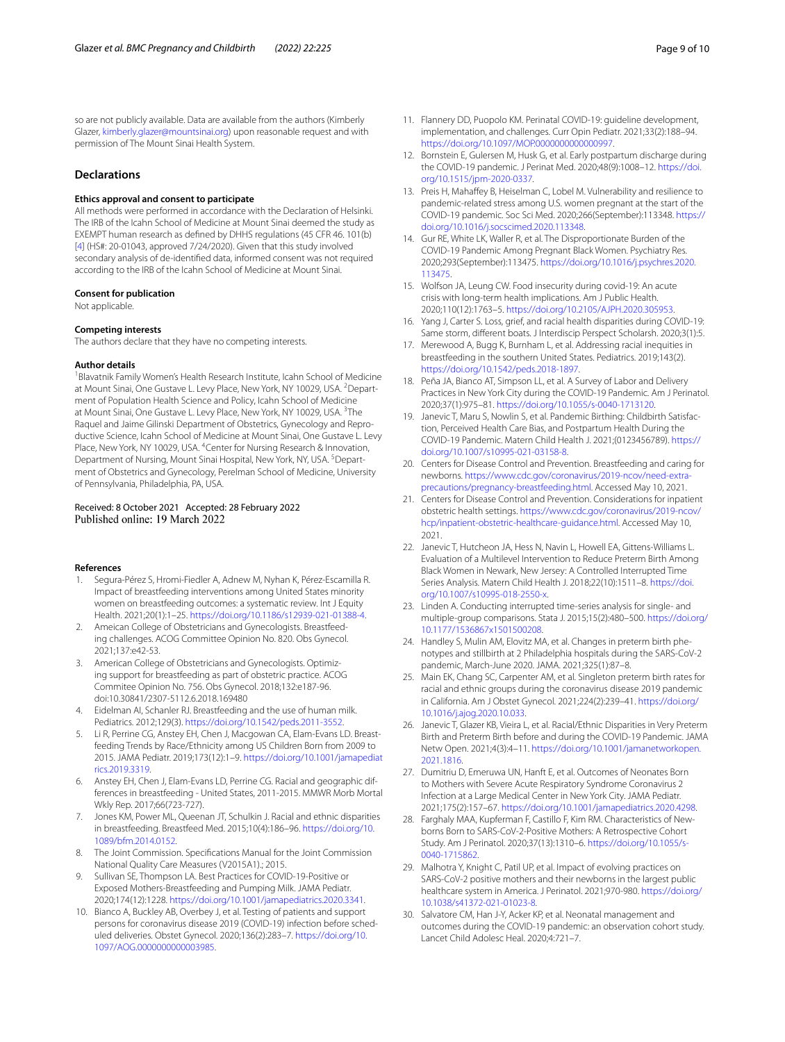so are not publicly available. Data are available from the authors (Kimberly Glazer, kimberly.glazer@mountsinai.org) upon reasonable request and with permission of The Mount Sinai Health System.

## Declarations

### Ethics approval and consent to participate

All methods were performed in accordance with the Declaration of Helsinki. The IRB of the Icahn School of Medicine at Mount Sinai deemed the study as EXEMPT human research as defined by DHHS regulations (45 CFR 46. 101(b) [4] (HS#: 20-01043, approved 7/24/2020). Given that this study involved secondary analysis of de-identified data, informed consent was not required according to the IRB of the Icahn School of Medicine at Mount Sinai.

### Consent for publication

Not applicable.

### Competing interests

The authors declare that they have no competing interests.

### Author details

[1]Blavatnik Family Women's Health Research Institute, Icahn School of Medicine at Mount Sinai, One Gustave L. Levy Place, New York, NY 10029, USA. [2]Department of Population Health Science and Policy, Icahn School of Medicine at Mount Sinai, One Gustave L. Levy Place, New York, NY 10029, USA. [3]The Raquel and Jaime Gilinski Department of Obstetrics, Gynecology and Reproductive Science, Icahn School of Medicine at Mount Sinai, One Gustave L. Levy Place, New York, NY 10029, USA. [4]Center for Nursing Research & Innovation, Department of Nursing, Mount Sinai Hospital, New York, NY, USA. [5]Department of Obstetrics and Gynecology, Perelman School of Medicine, University of Pennsylvania, Philadelphia, PA, USA.

Received: 8 October 2021 Accepted: 28 February 2022
Published online: 19 March 2022

### References

1. Segura-Pérez S, Hromi-Fiedler A, Adnew M, Nyhan K, Pérez-Escamilla R. Impact of breastfeeding interventions among United States minority women on breastfeeding outcomes: a systematic review. Int J Equity Health. 2021;20(1):1–25. https://doi.org/10.1186/s12939-021-01388-4.
2. Ameican College of Obstetricians and Gynecologists. Breastfeeding challenges. ACOG Committee Opinion No. 820. Obs Gynecol. 2021;137:e42-53.
3. American College of Obstetricians and Gynecologists. Optimizing support for breastfeeding as part of obstetric practice. ACOG Commitee Opinion No. 756. Obs Gynecol. 2018;132:e187-96. doi:10.30841/2307-5112.6.2018.169480
4. Eidelman AI, Schanler RJ. Breastfeeding and the use of human milk. Pediatrics. 2012;129(3). https://doi.org/10.1542/peds.2011-3552.
5. Li R, Perrine CG, Anstey EH, Chen J, Macgowan CA, Elam-Evans LD. Breastfeeding Trends by Race/Ethnicity among US Children Born from 2009 to 2015. JAMA Pediatr. 2019;173(12):1–9. https://doi.org/10.1001/jamapediatrics.2019.3319.
6. Anstey EH, Chen J, Elam-Evans LD, Perrine CG. Racial and geographic differences in breastfeeding - United States, 2011-2015. MMWR Morb Mortal Wkly Rep. 2017;66(723-727).
7. Jones KM, Power ML, Queenan JT, Schulkin J. Racial and ethnic disparities in breastfeeding. Breastfeed Med. 2015;10(4):186–96. https://doi.org/10.1089/bfm.2014.0152.
8. The Joint Commission. Specifications Manual for the Joint Commission National Quality Care Measures (V2015A1).; 2015.
9. Sullivan SE, Thompson LA. Best Practices for COVID-19-Positive or Exposed Mothers-Breastfeeding and Pumping Milk. JAMA Pediatr. 2020;174(12):1228. https://doi.org/10.1001/jamapediatrics.2020.3341.
10. Bianco A, Buckley AB, Overbey J, et al. Testing of patients and support persons for coronavirus disease 2019 (COVID-19) infection before scheduled deliveries. Obstet Gynecol. 2020;136(2):283–7. https://doi.org/10.1097/AOG.0000000000003985.
11. Flannery DD, Puopolo KM. Perinatal COVID-19: guideline development, implementation, and challenges. Curr Opin Pediatr. 2021;33(2):188–94. https://doi.org/10.1097/MOP.0000000000000997.
12. Bornstein E, Gulersen M, Husk G, et al. Early postpartum discharge during the COVID-19 pandemic. J Perinat Med. 2020;48(9):1008–12. https://doi.org/10.1515/jpm-2020-0337.
13. Preis H, Mahaffey B, Heiselman C, Lobel M. Vulnerability and resilience to pandemic-related stress among U.S. women pregnant at the start of the COVID-19 pandemic. Soc Sci Med. 2020;266(September):113348. https://doi.org/10.1016/j.socscimed.2020.113348.
14. Gur RE, White LK, Waller R, et al. The Disproportionate Burden of the COVID-19 Pandemic Among Pregnant Black Women. Psychiatry Res. 2020;293(September):113475. https://doi.org/10.1016/j.psychres.2020.113475.
15. Wolfson JA, Leung CW. Food insecurity during covid-19: An acute crisis with long-term health implications. Am J Public Health. 2020;110(12):1763–5. https://doi.org/10.2105/AJPH.2020.305953.
16. Yang J, Carter S. Loss, grief, and racial health disparities during COVID-19: Same storm, different boats. J Interdiscip Perspect Scholarsh. 2020;3(1):5.
17. Merewood A, Bugg K, Burnham L, et al. Addressing racial inequities in breastfeeding in the southern United States. Pediatrics. 2019;143(2). https://doi.org/10.1542/peds.2018-1897.
18. Peña JA, Bianco AT, Simpson LL, et al. A Survey of Labor and Delivery Practices in New York City during the COVID-19 Pandemic. Am J Perinatol. 2020;37(1):975–81. https://doi.org/10.1055/s-0040-1713120.
19. Janevic T, Maru S, Nowlin S, et al. Pandemic Birthing: Childbirth Satisfaction, Perceived Health Care Bias, and Postpartum Health During the COVID-19 Pandemic. Matern Child Health J. 2021;(0123456789). https://doi.org/10.1007/s10995-021-03158-8.
20. Centers for Disease Control and Prevention. Breastfeeding and caring for newborns. https://www.cdc.gov/coronavirus/2019-ncov/need-extra-precautions/pregnancy-breastfeeding.html. Accessed May 10, 2021.
21. Centers for Disease Control and Prevention. Considerations for inpatient obstetric health settings. https://www.cdc.gov/coronavirus/2019-ncov/hcp/inpatient-obstetric-healthcare-guidance.html. Accessed May 10, 2021.
22. Janevic T, Hutcheon JA, Hess N, Navin L, Howell EA, Gittens-Williams L. Evaluation of a Multilevel Intervention to Reduce Preterm Birth Among Black Women in Newark, New Jersey: A Controlled Interrupted Time Series Analysis. Matern Child Health J. 2018;22(10):1511–8. https://doi.org/10.1007/s10995-018-2550-x.
23. Linden A. Conducting interrupted time-series analysis for single- and multiple-group comparisons. Stata J. 2015;15(2):480–500. https://doi.org/10.1177/1536867x1501500208.
24. Handley S, Mulin AM, Elovitz MA, et al. Changes in preterm birth phenotypes and stillbirth at 2 Philadelphia hospitals during the SARS-CoV-2 pandemic, March-June 2020. JAMA. 2021;325(1):87–8.
25. Main EK, Chang SC, Carpenter AM, et al. Singleton preterm birth rates for racial and ethnic groups during the coronavirus disease 2019 pandemic in California. Am J Obstet Gynecol. 2021;224(2):239–41. https://doi.org/10.1016/j.ajog.2020.10.033.
26. Janevic T, Glazer KB, Vieira L, et al. Racial/Ethnic Disparities in Very Preterm Birth and Preterm Birth before and during the COVID-19 Pandemic. JAMA Netw Open. 2021;4(3):4–11. https://doi.org/10.1001/jamanetworkopen.2021.1816.
27. Dumitriu D, Emeruwa UN, Hanft E, et al. Outcomes of Neonates Born to Mothers with Severe Acute Respiratory Syndrome Coronavirus 2 Infection at a Large Medical Center in New York City. JAMA Pediatr. 2021;175(2):157–67. https://doi.org/10.1001/jamapediatrics.2020.4298.
28. Farghaly MAA, Kupferman F, Castillo F, Kim RM. Characteristics of Newborns Born to SARS-CoV-2-Positive Mothers: A Retrospective Cohort Study. Am J Perinatol. 2020;37(13):1310–6. https://doi.org/10.1055/s-0040-1715862.
29. Malhotra Y, Knight C, Patil UP, et al. Impact of evolving practices on SARS-CoV-2 positive mothers and their newborns in the largest public healthcare system in America. J Perinatol. 2021;970-980. https://doi.org/10.1038/s41372-021-01023-8.
30. Salvatore CM, Han J-Y, Acker KP, et al. Neonatal management and outcomes during the COVID-19 pandemic: an observation cohort study. Lancet Child Adolesc Heal. 2020;4:721–7.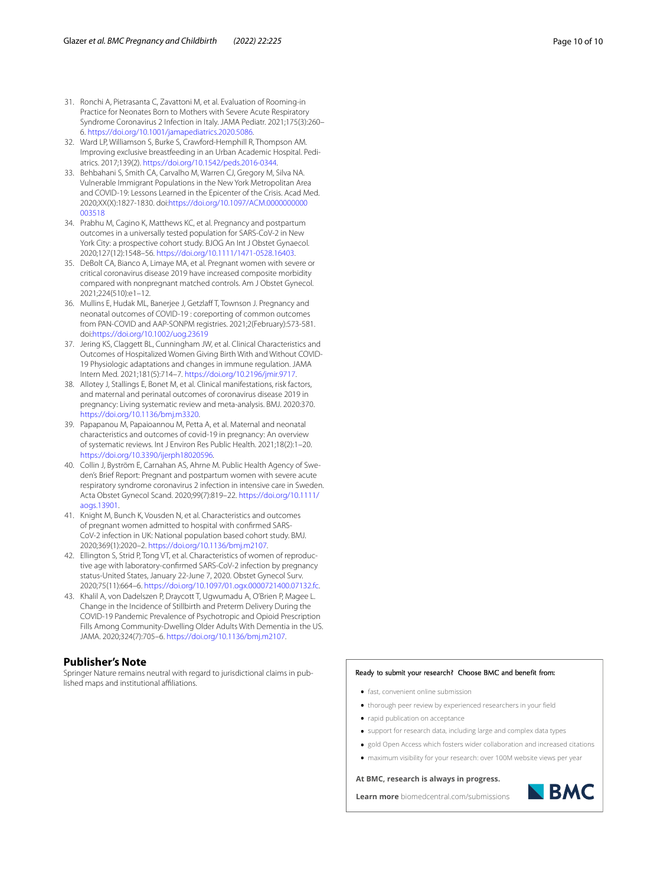31. Ronchi A, Pietrasanta C, Zavattoni M, et al. Evaluation of Rooming-in Practice for Neonates Born to Mothers with Severe Acute Respiratory Syndrome Coronavirus 2 Infection in Italy. JAMA Pediatr. 2021;175(3):260–6. https://doi.org/10.1001/jamapediatrics.2020.5086.
32. Ward LP, Williamson S, Burke S, Crawford-Hemphill R, Thompson AM. Improving exclusive breastfeeding in an Urban Academic Hospital. Pediatrics. 2017;139(2). https://doi.org/10.1542/peds.2016-0344.
33. Behbahani S, Smith CA, Carvalho M, Warren CJ, Gregory M, Silva NA. Vulnerable Immigrant Populations in the New York Metropolitan Area and COVID-19: Lessons Learned in the Epicenter of the Crisis. Acad Med. 2020;XX(X):1827-1830. doi:https://doi.org/10.1097/ACM.0000000000003518
34. Prabhu M, Cagino K, Matthews KC, et al. Pregnancy and postpartum outcomes in a universally tested population for SARS-CoV-2 in New York City: a prospective cohort study. BJOG An Int J Obstet Gynaecol. 2020;127(12):1548–56. https://doi.org/10.1111/1471-0528.16403.
35. DeBolt CA, Bianco A, Limaye MA, et al. Pregnant women with severe or critical coronavirus disease 2019 have increased composite morbidity compared with nonpregnant matched controls. Am J Obstet Gynecol. 2021;224(510):e1–12.
36. Mullins E, Hudak ML, Banerjee J, Getzlaff T, Townson J. Pregnancy and neonatal outcomes of COVID-19 : coreporting of common outcomes from PAN-COVID and AAP-SONPM registries. 2021;2(February):573-581. doi:https://doi.org/10.1002/uog.23619
37. Jering KS, Claggett BL, Cunningham JW, et al. Clinical Characteristics and Outcomes of Hospitalized Women Giving Birth With and Without COVID-19 Physiologic adaptations and changes in immune regulation. JAMA Intern Med. 2021;181(5):714–7. https://doi.org/10.2196/jmir.9717.
38. Allotey J, Stallings E, Bonet M, et al. Clinical manifestations, risk factors, and maternal and perinatal outcomes of coronavirus disease 2019 in pregnancy: Living systematic review and meta-analysis. BMJ. 2020:370. https://doi.org/10.1136/bmj.m3320.
39. Papapanou M, Papaioannou M, Petta A, et al. Maternal and neonatal characteristics and outcomes of covid-19 in pregnancy: An overview of systematic reviews. Int J Environ Res Public Health. 2021;18(2):1–20. https://doi.org/10.3390/ijerph18020596.
40. Collin J, Byström E, Carnahan AS, Ahrne M. Public Health Agency of Sweden's Brief Report: Pregnant and postpartum women with severe acute respiratory syndrome coronavirus 2 infection in intensive care in Sweden. Acta Obstet Gynecol Scand. 2020;99(7):819–22. https://doi.org/10.1111/aogs.13901.
41. Knight M, Bunch K, Vousden N, et al. Characteristics and outcomes of pregnant women admitted to hospital with confirmed SARS-CoV-2 infection in UK: National population based cohort study. BMJ. 2020;369(1):2020–2. https://doi.org/10.1136/bmj.m2107.
42. Ellington S, Strid P, Tong VT, et al. Characteristics of women of reproductive age with laboratory-confirmed SARS-CoV-2 infection by pregnancy status-United States, January 22-June 7, 2020. Obstet Gynecol Surv. 2020;75(11):664–6. https://doi.org/10.1097/01.ogx.0000721400.07132.fc.
43. Khalil A, von Dadelszen P, Draycott T, Ugwumadu A, O'Brien P, Magee L. Change in the Incidence of Stillbirth and Preterm Delivery During the COVID-19 Pandemic Prevalence of Psychotropic and Opioid Prescription Fills Among Community-Dwelling Older Adults With Dementia in the US. JAMA. 2020;324(7):705–6. https://doi.org/10.1136/bmj.m2107.

## Publisher's Note

Springer Nature remains neutral with regard to jurisdictional claims in published maps and institutional affiliations.

Ready to submit your research? Choose BMC and benefit from:

- fast, convenient online submission
- thorough peer review by experienced researchers in your field
- rapid publication on acceptance
- support for research data, including large and complex data types
- gold Open Access which fosters wider collaboration and increased citations
- maximum visibility for your research: over 100M website views per year

**At BMC, research is always in progress.**

**Learn more** biomedcentral.com/submissions

BMC